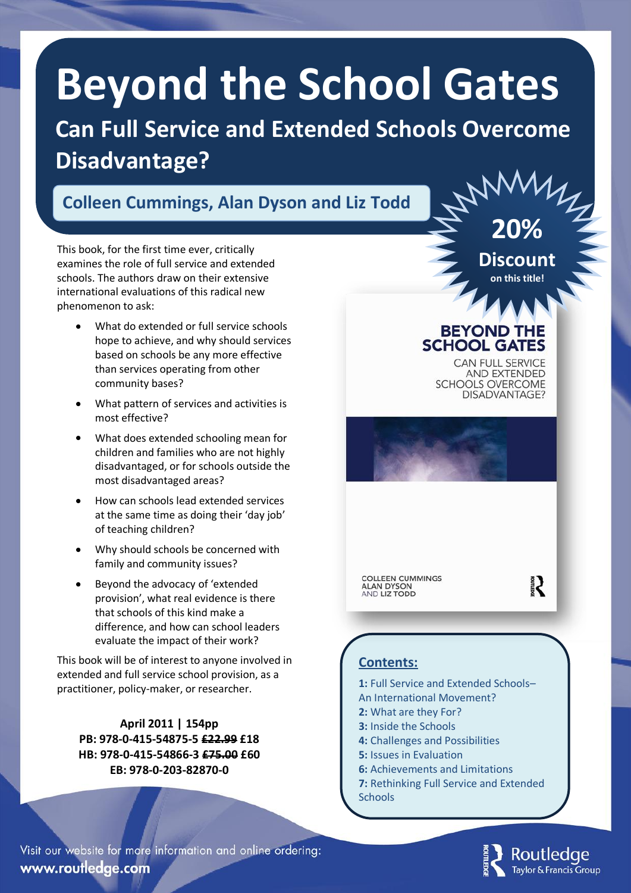# Beyond the School Gates

## Can Full Service and Extended Schools Overcome Disadvantage?

### Colleen Cummings, Alan Dyson and Liz Todd

**20% Discount on this title!**

This book, for the first time ever, critically examines the role of full service and extended schools. The authors draw on their extensive international evaluations of this radical new phenomenon to ask:

- What do extended or full service schools hope to achieve, and why should services based on schools be any more effective than services operating from other community bases?
- What pattern of services and activities is most effective?
- What does extended schooling mean for children and families who are not highly disadvantaged, or for schools outside the most disadvantaged areas?
- How can schools lead extended services at the same time as doing their 'day job' of teaching children?
- Why should schools be concerned with family and community issues?
- Beyond the advocacy of 'extended provision', what real evidence is there that schools of this kind make a difference, and how can school leaders evaluate the impact of their work?

This book will be of interest to anyone involved in extended and full service school provision, as a practitioner, policy-maker, or researcher.

**April 2011 | 154pp**
**PB: 978-0-415-54875-5 ~~£22.99~~ £18**
**HB: 978-0-415-54866-3 ~~£75.00~~ £60**
**EB: 978-0-203-82870-0**

BEYOND THE SCHOOL GATES
CAN FULL SERVICE AND EXTENDED SCHOOLS OVERCOME DISADVANTAGE?
COLLEEN CUMMINGS, ALAN DYSON AND LIZ TODD

## Contents:

**1:** Full Service and Extended Schools– An International Movement?
**2:** What are they For?
**3:** Inside the Schools
**4:** Challenges and Possibilities
**5:** Issues in Evaluation
**6:** Achievements and Limitations
**7:** Rethinking Full Service and Extended Schools

Visit our website for more information and online ordering:
**www.routledge.com**

Routledge
Taylor & Francis Group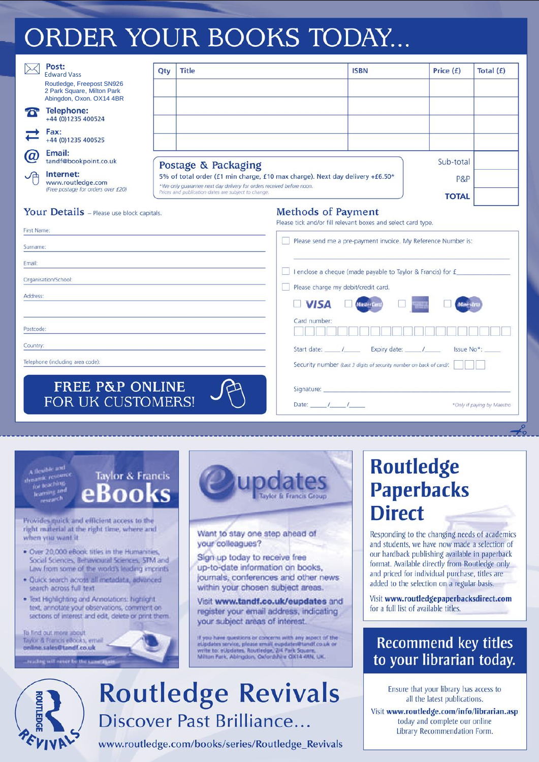# ORDER YOUR BOOKS TODAY...

**Post:**
Edward Vass
Routledge, Freepost SN926
2 Park Square, Milton Park
Abingdon, Oxon. OX14 4BR

**Telephone:**
+44 (0)1235 400524

**Fax:**
+44 (0)1235 400525

**Email:**
tandf@bookpoint.co.uk

**Internet:**
www.routledge.com
*(Free postage for orders over £20)*

| Qty | Title | ISBN | Price (£) | Total (£) |
|---|---|---|---|---|
| | | | | |
| | | | | |
| | | | | |
| | | | | |

## Postage & Packaging

5% of total order (£1 min charge, £10 max charge). Next day delivery +£6.50*

*\*We only guarantee next day delivery for orders received before noon.*
*Prices and publication dates are subject to change.*

Sub-total
P&P
**TOTAL**

## Your Details – Please use block capitals.

First Name:
Surname:
Email:
Organisation/School:
Address:
Postcode:
Country:
Telephone (including area code):

**FREE P&P ONLINE FOR UK CUSTOMERS!**

## Methods of Payment

Please tick and/or fill relevant boxes and select card type.

☐ Please send me a pre-payment invoice. My Reference Number is:

☐ I enclose a cheque (made payable to Taylor & Francis) for £\_\_\_\_\_\_

☐ Please charge my debit/credit card.

☐ VISA ☐ MasterCard ☐ American Express ☐ Maestro

Card number:

Start date: \_\_\_/\_\_\_ Expiry date: \_\_\_/\_\_\_ Issue No*: \_\_\_

Security number *(Last 3 digits of security number on back of card)*:

Signature:

Date: \_\_\_/\_\_\_/\_\_\_

*\*Only if paying by Maestro*

---

## Taylor & Francis eBooks

A flexible and dynamic resource for teaching, learning and research

Provides quick and efficient access to the right material at the right time, where and when you want it

- Over 20,000 eBook titles in the Humanities, Social Sciences, Behavioural Sciences, STM and Law from some of the world's leading imprints
- Quick search across all metadata, advanced search across full text
- Text Highlighting and Annotations: highlight text, annotate your observations, comment on sections of interest and edit, delete or print them

To find out more about Taylor & Francis eBooks, email online.sales@tandf.co.uk

...reading will never be the same again

## eupdates

Taylor & Francis Group

Want to stay one step ahead of your colleagues?

Sign up today to receive free up-to-date information on books, journals, conferences and other news within your chosen subject areas.

Visit **www.tandf.co.uk/eupdates** and register your email address, indicating your subject areas of interest.

If you have questions or concerns with any aspect of the eUpdates service, please email eupdates@tandf.co.uk or write to: eUpdates, Routledge, 2/4 Park Square, Milton Park, Abingdon, Oxfordshire OX14 4RN, UK.

## Routledge Paperbacks Direct

Responding to the changing needs of academics and students, we have now made a selection of our hardback publishing available in paperback format. Available directly from Routledge only and priced for individual purchase, titles are added to the selection on a regular basis.

Visit **www.routledgepaperbacksdirect.com** for a full list of available titles.

## Recommend key titles to your librarian today.

Ensure that your library has access to all the latest publications.

Visit **www.routledge.com/info/librarian.asp** today and complete our online Library Recommendation Form.

## Routledge Revivals

Discover Past Brilliance...

www.routledge.com/books/series/Routledge_Revivals